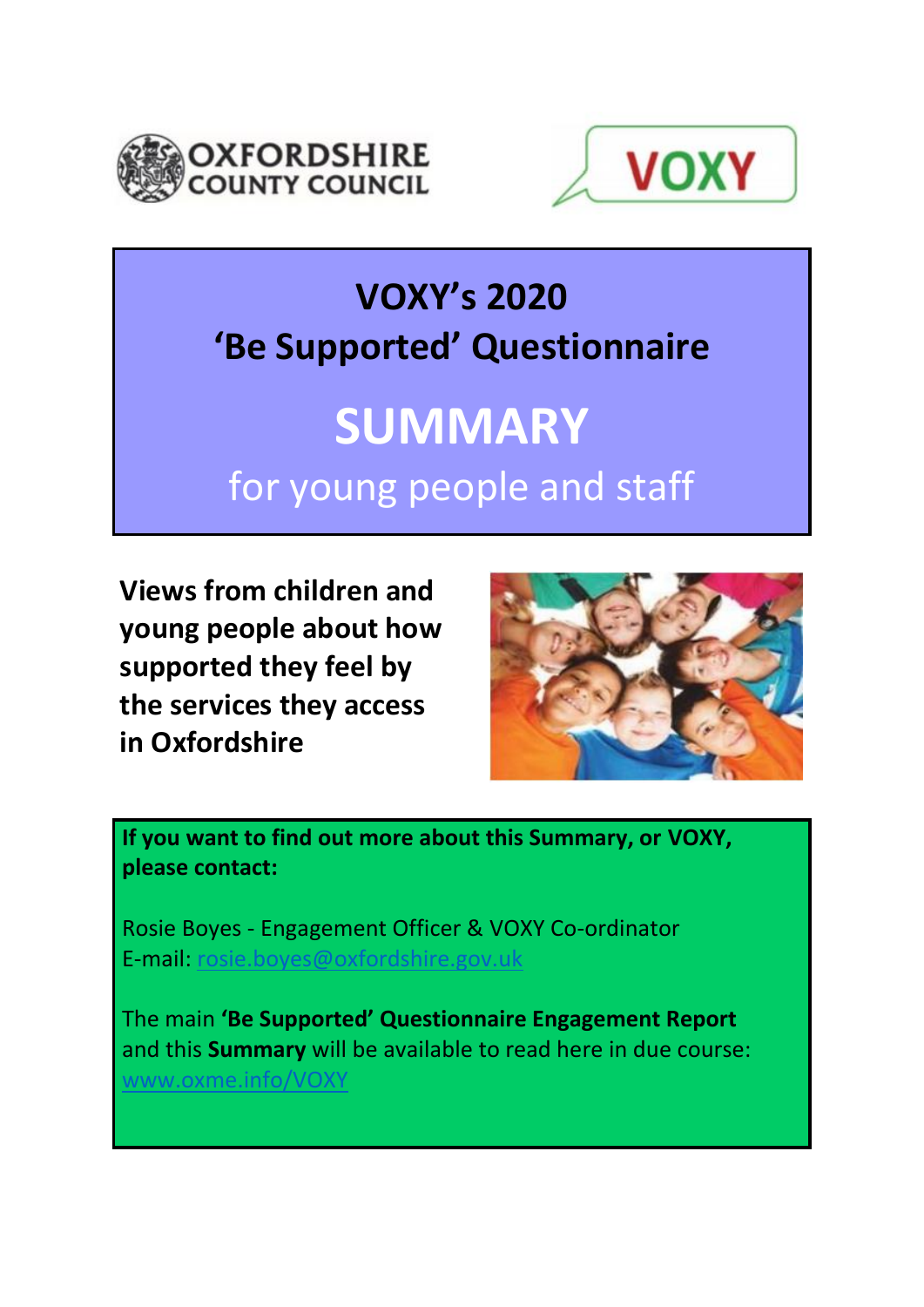OXFORDSHIRE COUNTY COUNCIL

VOXY

# VOXY's 2020 'Be Supported' Questionnaire

# SUMMARY

## for young people and staff

**Views from children and young people about how supported they feel by the services they access in Oxfordshire**

**If you want to find out more about this Summary, or VOXY, please contact:**

Rosie Boyes - Engagement Officer & VOXY Co-ordinator
E-mail: rosie.boyes@oxfordshire.gov.uk

The main **'Be Supported' Questionnaire Engagement Report** and this **Summary** will be available to read here in due course: www.oxme.info/VOXY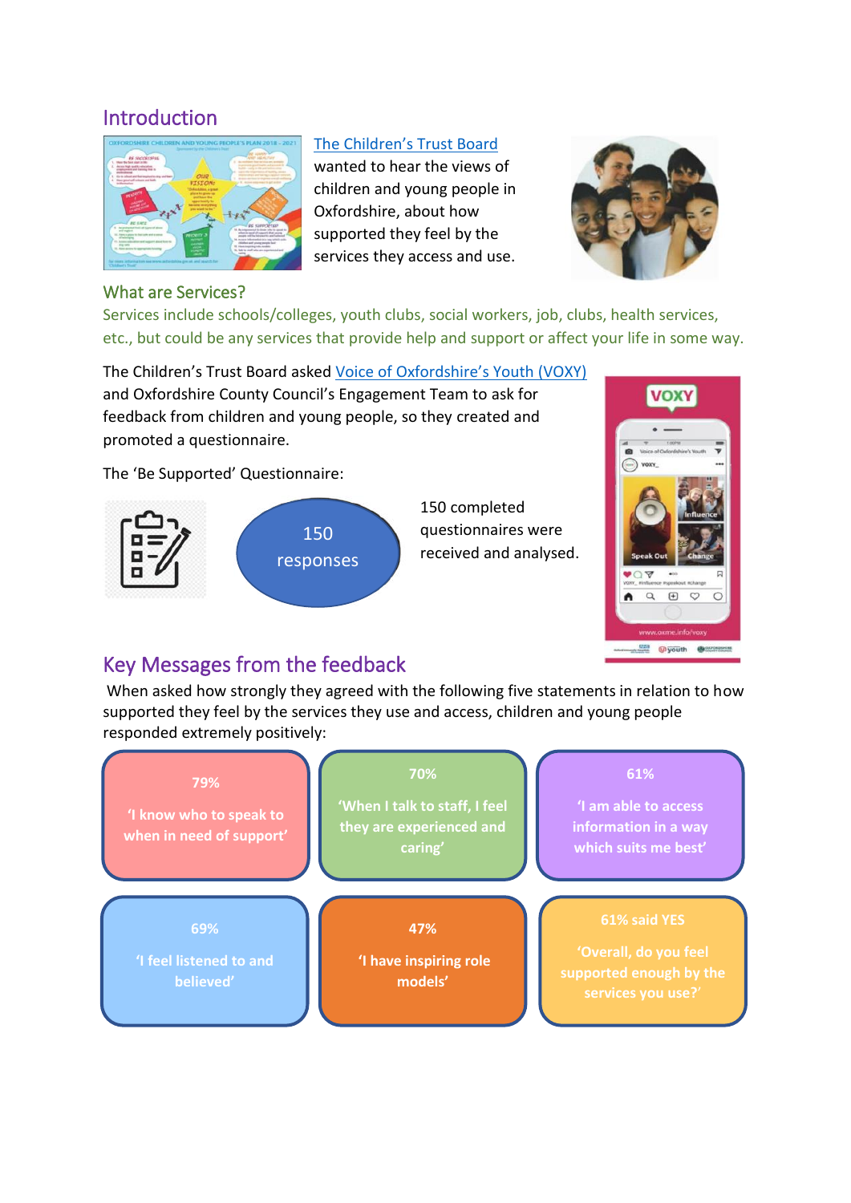## Introduction

[The Children's Trust Board](#) wanted to hear the views of children and young people in Oxfordshire, about how supported they feel by the services they access and use.

### What are Services?

Services include schools/colleges, youth clubs, social workers, job, clubs, health services, etc., but could be any services that provide help and support or affect your life in some way.

The Children's Trust Board asked [Voice of Oxfordshire's Youth (VOXY)](#) and Oxfordshire County Council's Engagement Team to ask for feedback from children and young people, so they created and promoted a questionnaire.

The 'Be Supported' Questionnaire:

150 responses

150 completed questionnaires were received and analysed.

## Key Messages from the feedback

When asked how strongly they agreed with the following five statements in relation to how supported they feel by the services they use and access, children and young people responded extremely positively:

**79%**
**'I know who to speak to when in need of support'**

**70%**
**'When I talk to staff, I feel they are experienced and caring'**

**61%**
**'I am able to access information in a way which suits me best'**

**69%**
**'I feel listened to and believed'**

**47%**
**'I have inspiring role models'**

**61% said YES**
**'Overall, do you feel supported enough by the services you use?'**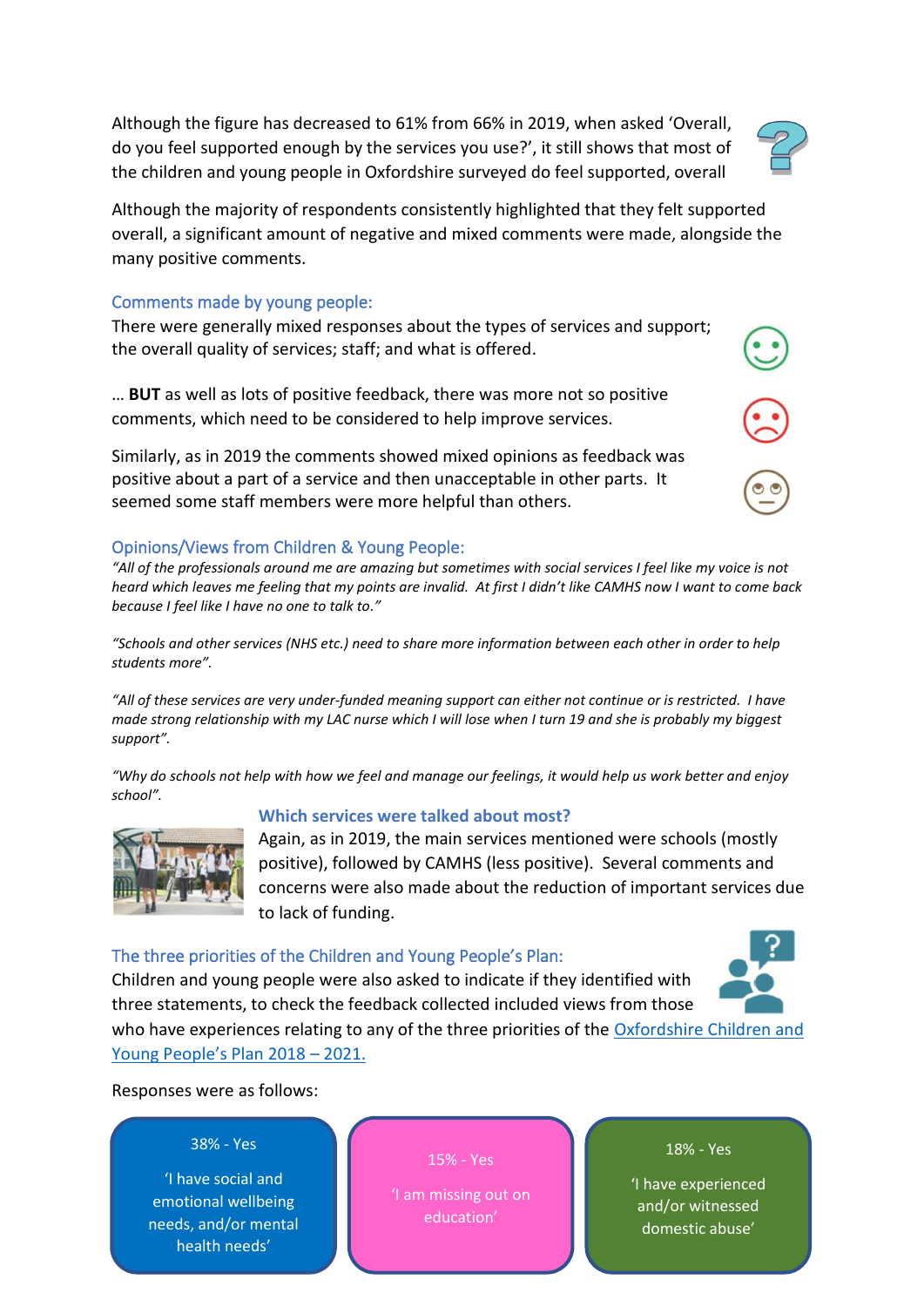Although the figure has decreased to 61% from 66% in 2019, when asked 'Overall, do you feel supported enough by the services you use?', it still shows that most of the children and young people in Oxfordshire surveyed do feel supported, overall

Although the majority of respondents consistently highlighted that they felt supported overall, a significant amount of negative and mixed comments were made, alongside the many positive comments.

### Comments made by young people:

There were generally mixed responses about the types of services and support; the overall quality of services; staff; and what is offered.

… **BUT** as well as lots of positive feedback, there was more not so positive comments, which need to be considered to help improve services.

Similarly, as in 2019 the comments showed mixed opinions as feedback was positive about a part of a service and then unacceptable in other parts. It seemed some staff members were more helpful than others.

### Opinions/Views from Children & Young People:

*"All of the professionals around me are amazing but sometimes with social services I feel like my voice is not heard which leaves me feeling that my points are invalid. At first I didn't like CAMHS now I want to come back because I feel like I have no one to talk to."*

*"Schools and other services (NHS etc.) need to share more information between each other in order to help students more".*

*"All of these services are very under-funded meaning support can either not continue or is restricted. I have made strong relationship with my LAC nurse which I will lose when I turn 19 and she is probably my biggest support".*

*"Why do schools not help with how we feel and manage our feelings, it would help us work better and enjoy school".*

### Which services were talked about most?

Again, as in 2019, the main services mentioned were schools (mostly positive), followed by CAMHS (less positive). Several comments and concerns were also made about the reduction of important services due to lack of funding.

### The three priorities of the Children and Young People's Plan:

Children and young people were also asked to indicate if they identified with three statements, to check the feedback collected included views from those who have experiences relating to any of the three priorities of the Oxfordshire Children and Young People's Plan 2018 – 2021.

Responses were as follows:

| 38% - Yes | 15% - Yes | 18% - Yes |
| --- | --- | --- |
| 'I have social and emotional wellbeing needs, and/or mental health needs' | 'I am missing out on education' | 'I have experienced and/or witnessed domestic abuse' |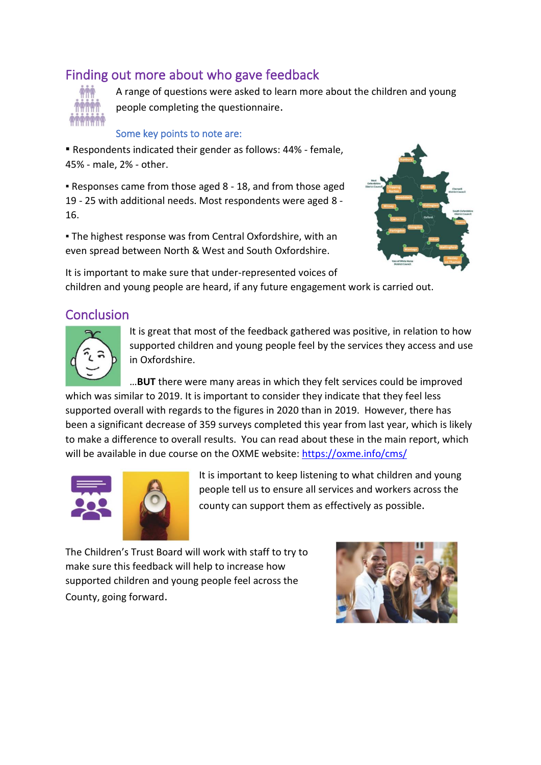## Finding out more about who gave feedback

A range of questions were asked to learn more about the children and young people completing the questionnaire.

Some key points to note are:

- Respondents indicated their gender as follows: 44% - female, 45% - male, 2% - other.
- Responses came from those aged 8 - 18, and from those aged 19 - 25 with additional needs. Most respondents were aged 8 - 16.
- The highest response was from Central Oxfordshire, with an even spread between North & West and South Oxfordshire.

It is important to make sure that under-represented voices of children and young people are heard, if any future engagement work is carried out.

## Conclusion

It is great that most of the feedback gathered was positive, in relation to how supported children and young people feel by the services they access and use in Oxfordshire.

…**BUT** there were many areas in which they felt services could be improved which was similar to 2019. It is important to consider they indicate that they feel less supported overall with regards to the figures in 2020 than in 2019. However, there has been a significant decrease of 359 surveys completed this year from last year, which is likely to make a difference to overall results. You can read about these in the main report, which will be available in due course on the OXME website: https://oxme.info/cms/

It is important to keep listening to what children and young people tell us to ensure all services and workers across the county can support them as effectively as possible.

The Children's Trust Board will work with staff to try to make sure this feedback will help to increase how supported children and young people feel across the County, going forward.